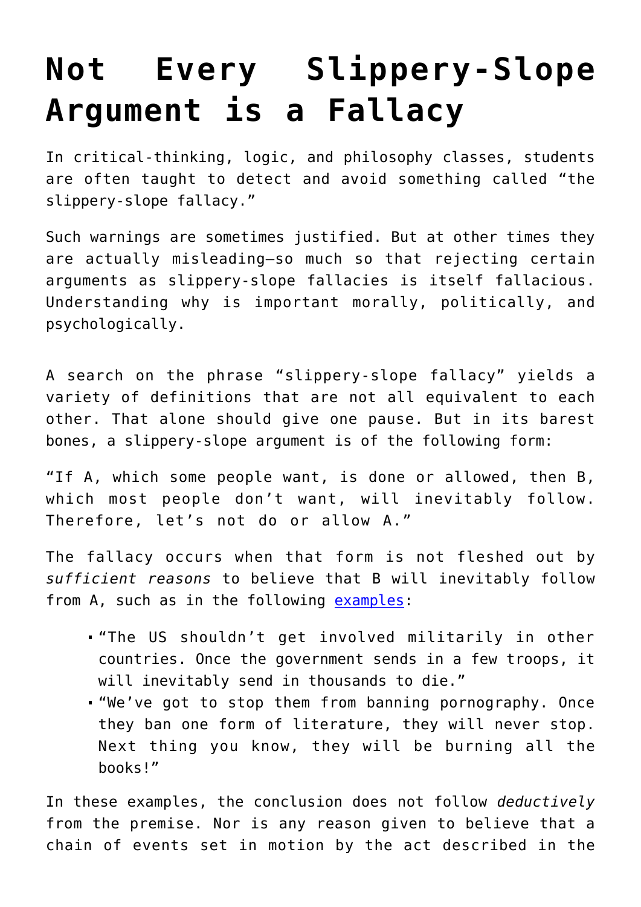# Not Every Slippery-Slope Argument is a Fallacy

In critical-thinking, logic, and philosophy classes, students are often taught to detect and avoid something called "the slippery-slope fallacy."

Such warnings are sometimes justified. But at other times they are actually misleading—so much so that rejecting certain arguments as slippery-slope fallacies is itself fallacious. Understanding why is important morally, politically, and psychologically.

A search on the phrase "slippery-slope fallacy" yields a variety of definitions that are not all equivalent to each other. That alone should give one pause. But in its barest bones, a slippery-slope argument is of the following form:

"If A, which some people want, is done or allowed, then B, which most people don't want, will inevitably follow. Therefore, let's not do or allow A."

The fallacy occurs when that form is not fleshed out by *sufficient reasons* to believe that B will inevitably follow from A, such as in the following examples:

- "The US shouldn't get involved militarily in other countries. Once the government sends in a few troops, it will inevitably send in thousands to die."
- "We've got to stop them from banning pornography. Once they ban one form of literature, they will never stop. Next thing you know, they will be burning all the books!"

In these examples, the conclusion does not follow *deductively* from the premise. Nor is any reason given to believe that a chain of events set in motion by the act described in the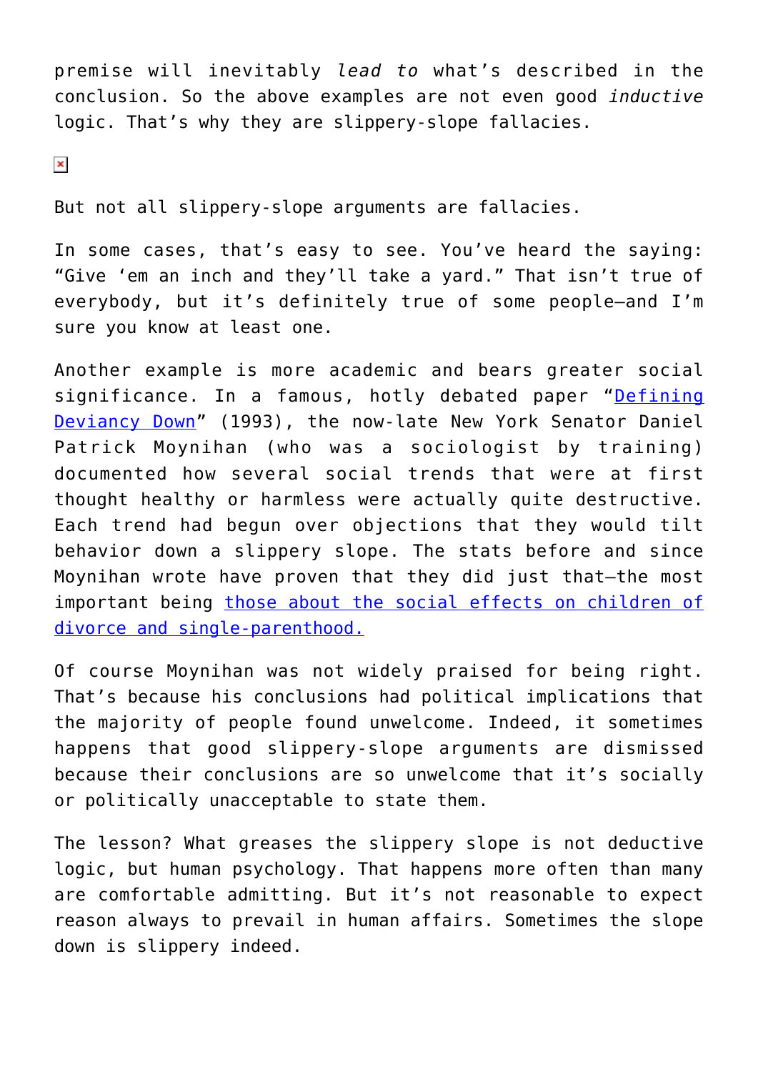premise will inevitably *lead to* what's described in the conclusion. So the above examples are not even good *inductive* logic. That's why they are slippery-slope fallacies.

But not all slippery-slope arguments are fallacies.

In some cases, that's easy to see. You've heard the saying: "Give 'em an inch and they'll take a yard." That isn't true of everybody, but it's definitely true of some people—and I'm sure you know at least one.

Another example is more academic and bears greater social significance. In a famous, hotly debated paper "[Defining Deviancy Down](#)" (1993), the now-late New York Senator Daniel Patrick Moynihan (who was a sociologist by training) documented how several social trends that were at first thought healthy or harmless were actually quite destructive. Each trend had begun over objections that they would tilt behavior down a slippery slope. The stats before and since Moynihan wrote have proven that they did just that—the most important being [those about the social effects on children of divorce and single-parenthood.](#)

Of course Moynihan was not widely praised for being right. That's because his conclusions had political implications that the majority of people found unwelcome. Indeed, it sometimes happens that good slippery-slope arguments are dismissed because their conclusions are so unwelcome that it's socially or politically unacceptable to state them.

The lesson? What greases the slippery slope is not deductive logic, but human psychology. That happens more often than many are comfortable admitting. But it's not reasonable to expect reason always to prevail in human affairs. Sometimes the slope down is slippery indeed.